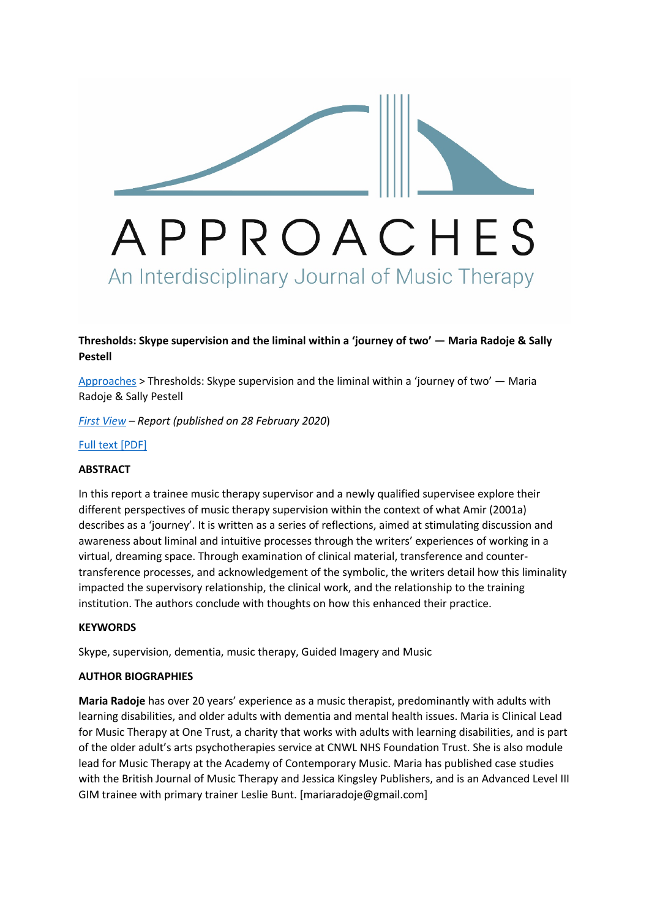# APPROACHES

An Interdisciplinary Journal of Music Therapy

**Thresholds: Skype supervision and the liminal within a 'journey of two' — Maria Radoje & Sally Pestell**

Approaches > Thresholds: Skype supervision and the liminal within a 'journey of two' — Maria Radoje & Sally Pestell

*First View – Report (published on 28 February 2020*)

Full text [PDF]

**ABSTRACT**

In this report a trainee music therapy supervisor and a newly qualified supervisee explore their different perspectives of music therapy supervision within the context of what Amir (2001a) describes as a 'journey'. It is written as a series of reflections, aimed at stimulating discussion and awareness about liminal and intuitive processes through the writers' experiences of working in a virtual, dreaming space. Through examination of clinical material, transference and counter-transference processes, and acknowledgement of the symbolic, the writers detail how this liminality impacted the supervisory relationship, the clinical work, and the relationship to the training institution. The authors conclude with thoughts on how this enhanced their practice.

**KEYWORDS**

Skype, supervision, dementia, music therapy, Guided Imagery and Music

**AUTHOR BIOGRAPHIES**

**Maria Radoje** has over 20 years' experience as a music therapist, predominantly with adults with learning disabilities, and older adults with dementia and mental health issues. Maria is Clinical Lead for Music Therapy at One Trust, a charity that works with adults with learning disabilities, and is part of the older adult's arts psychotherapies service at CNWL NHS Foundation Trust. She is also module lead for Music Therapy at the Academy of Contemporary Music. Maria has published case studies with the British Journal of Music Therapy and Jessica Kingsley Publishers, and is an Advanced Level III GIM trainee with primary trainer Leslie Bunt. [mariaradoje@gmail.com]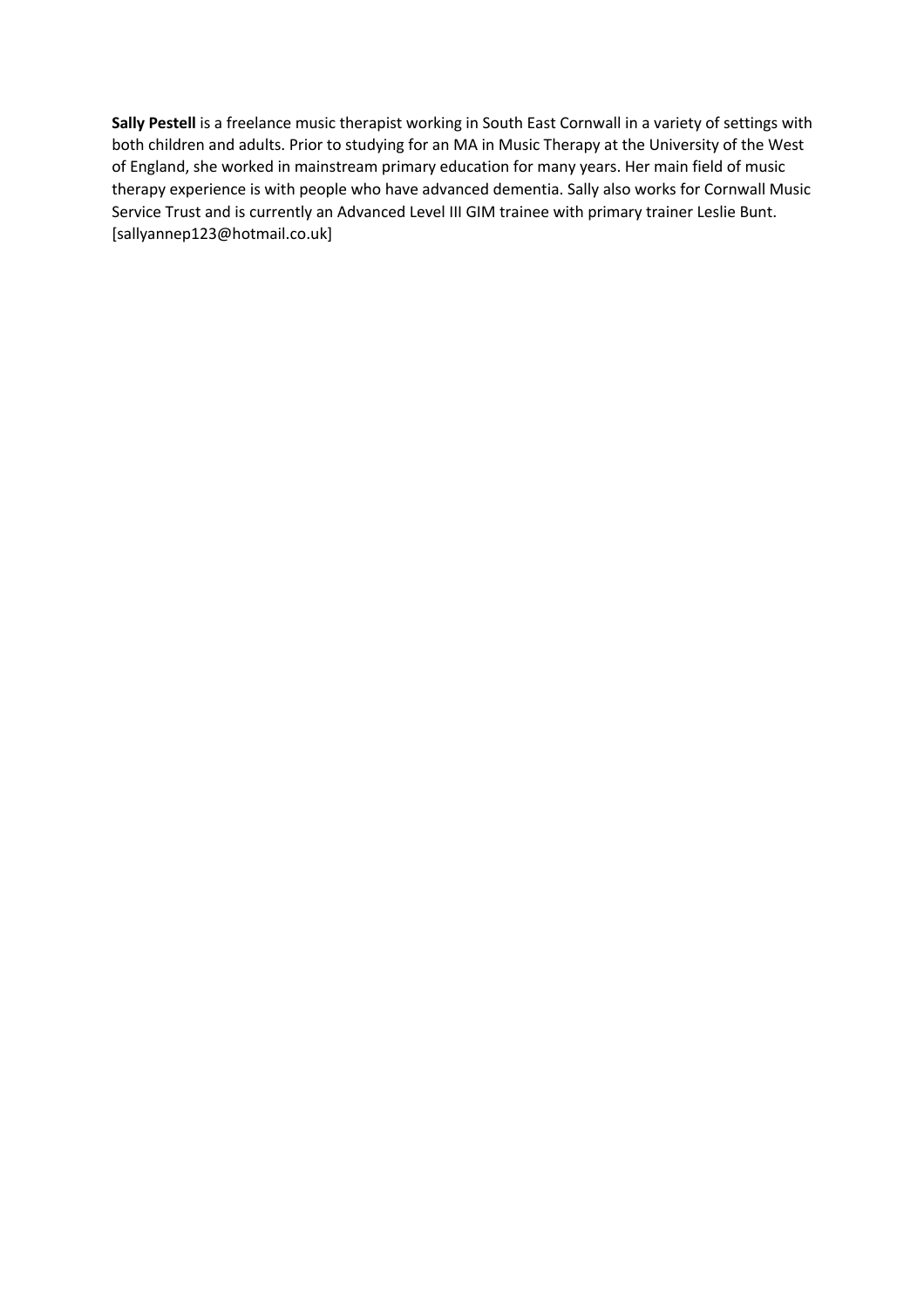**Sally Pestell** is a freelance music therapist working in South East Cornwall in a variety of settings with both children and adults. Prior to studying for an MA in Music Therapy at the University of the West of England, she worked in mainstream primary education for many years. Her main field of music therapy experience is with people who have advanced dementia. Sally also works for Cornwall Music Service Trust and is currently an Advanced Level III GIM trainee with primary trainer Leslie Bunt. [sallyannep123@hotmail.co.uk]